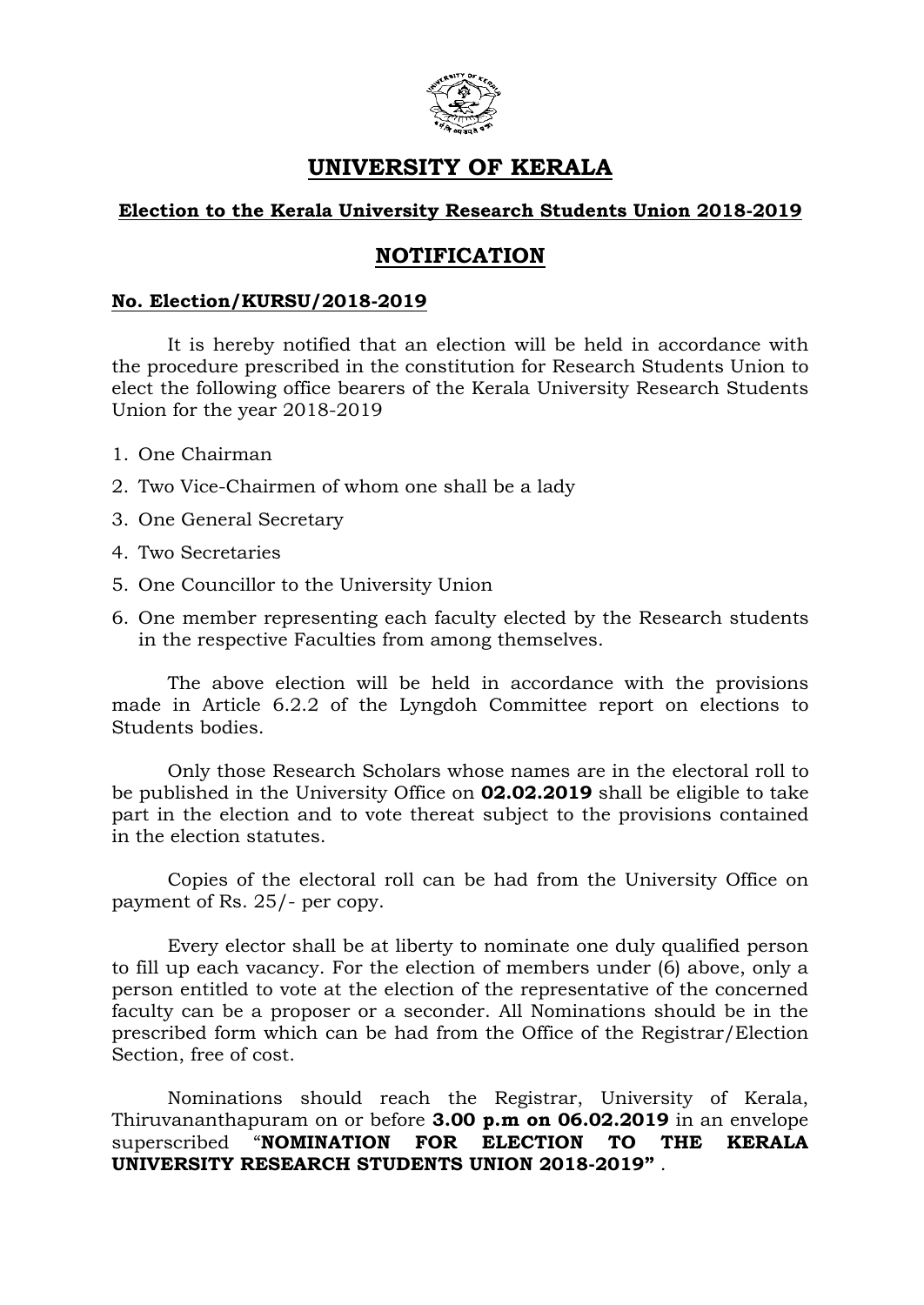# UNIVERSITY OF KERALA

**Election to the Kerala University Research Students Union 2018-2019**

## NOTIFICATION

**No. Election/KURSU/2018-2019**

It is hereby notified that an election will be held in accordance with the procedure prescribed in the constitution for Research Students Union to elect the following office bearers of the Kerala University Research Students Union for the year 2018-2019

1. One Chairman
2. Two Vice-Chairmen of whom one shall be a lady
3. One General Secretary
4. Two Secretaries
5. One Councillor to the University Union
6. One member representing each faculty elected by the Research students in the respective Faculties from among themselves.

The above election will be held in accordance with the provisions made in Article 6.2.2 of the Lyngdoh Committee report on elections to Students bodies.

Only those Research Scholars whose names are in the electoral roll to be published in the University Office on **02.02.2019** shall be eligible to take part in the election and to vote thereat subject to the provisions contained in the election statutes.

Copies of the electoral roll can be had from the University Office on payment of Rs. 25/- per copy.

Every elector shall be at liberty to nominate one duly qualified person to fill up each vacancy. For the election of members under (6) above, only a person entitled to vote at the election of the representative of the concerned faculty can be a proposer or a seconder. All Nominations should be in the prescribed form which can be had from the Office of the Registrar/Election Section, free of cost.

Nominations should reach the Registrar, University of Kerala, Thiruvananthapuram on or before **3.00 p.m on 06.02.2019** in an envelope superscribed "**NOMINATION FOR ELECTION TO THE KERALA UNIVERSITY RESEARCH STUDENTS UNION 2018-2019"** .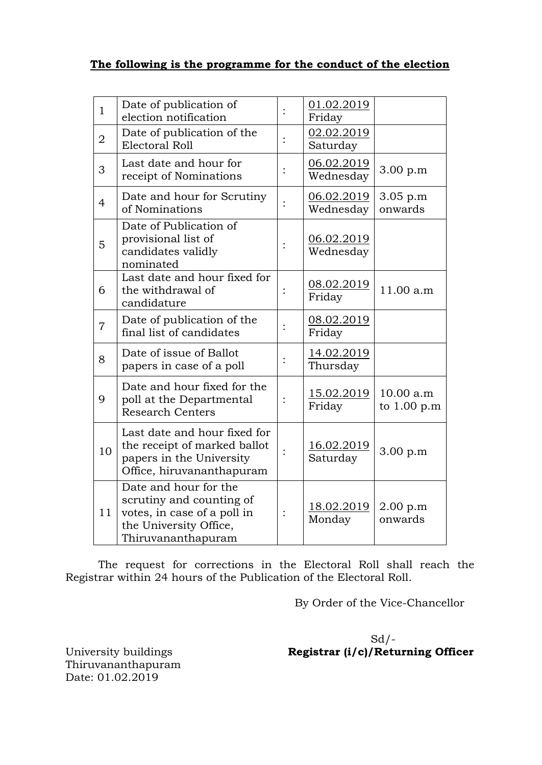**The following is the programme for the conduct of the election**

| | | | | |
|---|---|---|---|---|
| 1 | Date of publication of election notification | : | 01.02.2019 Friday | |
| 2 | Date of publication of the Electoral Roll | : | 02.02.2019 Saturday | |
| 3 | Last date and hour for receipt of Nominations | : | 06.02.2019 Wednesday | 3.00 p.m |
| 4 | Date and hour for Scrutiny of Nominations | : | 06.02.2019 Wednesday | 3.05 p.m onwards |
| 5 | Date of Publication of provisional list of candidates validly nominated | : | 06.02.2019 Wednesday | |
| 6 | Last date and hour fixed for the withdrawal of candidature | : | 08.02.2019 Friday | 11.00 a.m |
| 7 | Date of publication of the final list of candidates | : | 08.02.2019 Friday | |
| 8 | Date of issue of Ballot papers in case of a poll | : | 14.02.2019 Thursday | |
| 9 | Date and hour fixed for the poll at the Departmental Research Centers | : | 15.02.2019 Friday | 10.00 a.m to 1.00 p.m |
| 10 | Last date and hour fixed for the receipt of marked ballot papers in the University Office, hiruvananthapuram | : | 16.02.2019 Saturday | 3.00 p.m |
| 11 | Date and hour for the scrutiny and counting of votes, in case of a poll in the University Office, Thiruvananthapuram | : | 18.02.2019 Monday | 2.00 p.m onwards |

The request for corrections in the Electoral Roll shall reach the Registrar within 24 hours of the Publication of the Electoral Roll.

By Order of the Vice-Chancellor

Sd/-
**Registrar (i/c)/Returning Officer**

University buildings
Thiruvananthapuram
Date: 01.02.2019